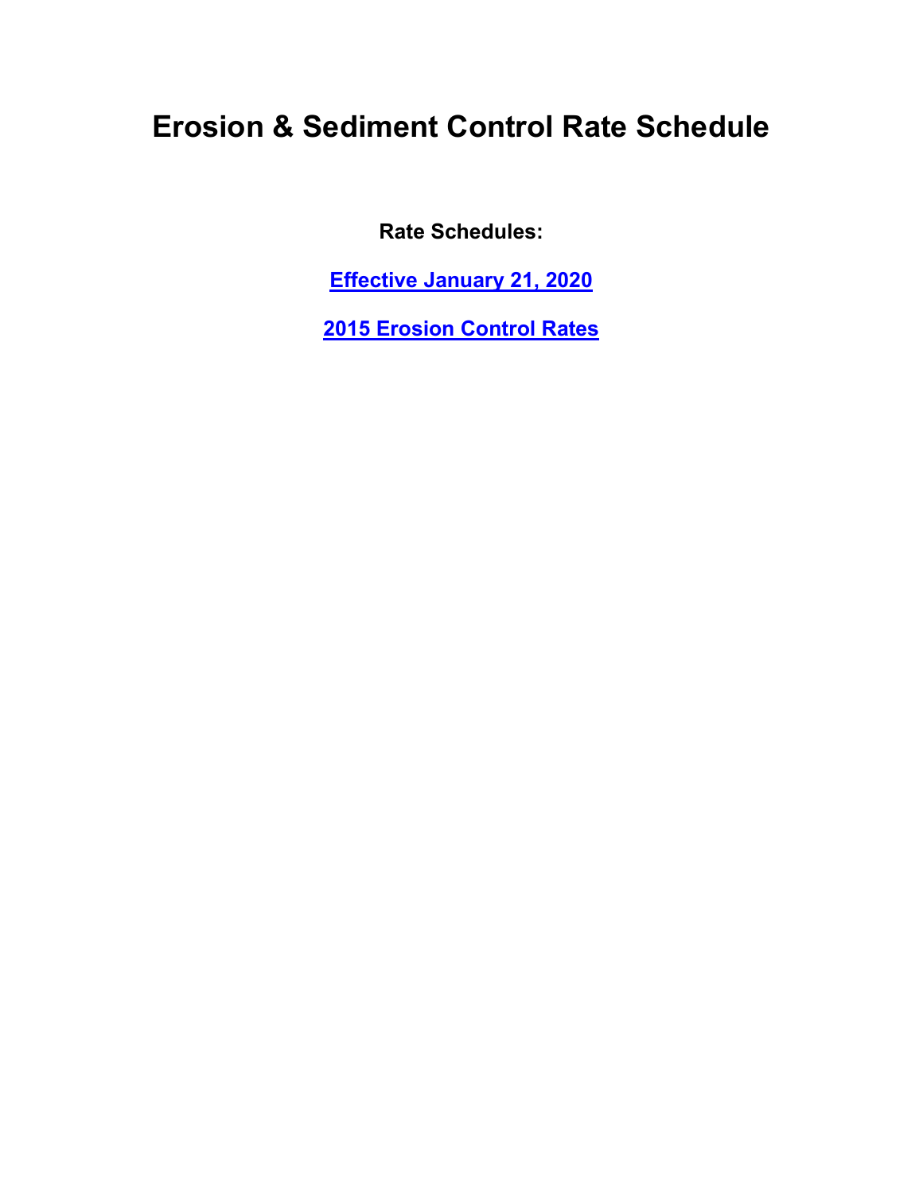# Erosion & Sediment Control Rate Schedule

**Rate Schedules:**

**Effective January 21, 2020**

**2015 Erosion Control Rates**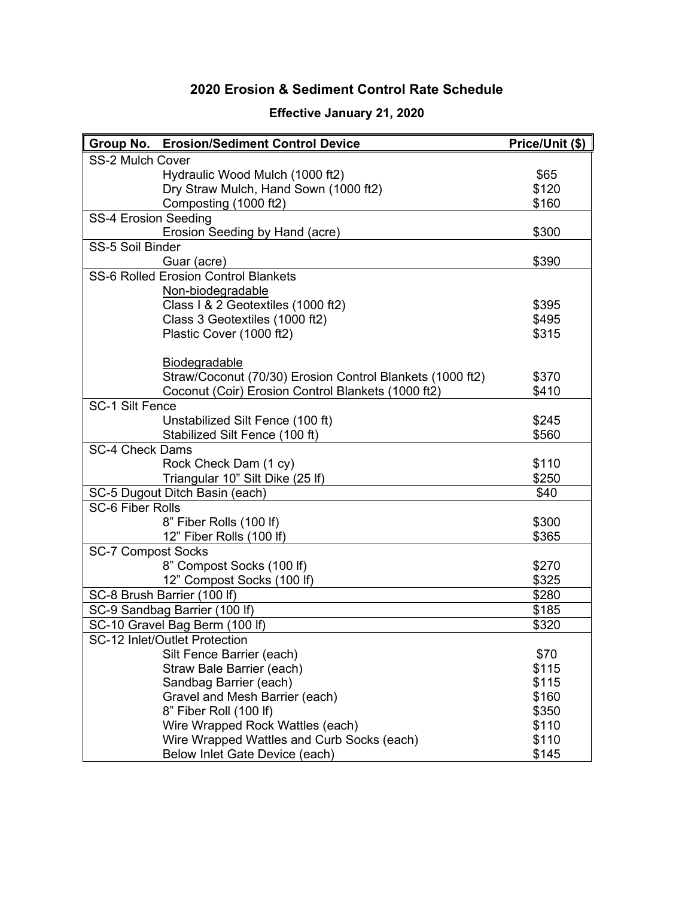# 2020 Erosion & Sediment Control Rate Schedule

## Effective January 21, 2020

| Group No. | Erosion/Sediment Control Device | Price/Unit ($) |
|---|---|---|
| SS-2 Mulch Cover | | |
| | Hydraulic Wood Mulch (1000 ft2) | $65 |
| | Dry Straw Mulch, Hand Sown (1000 ft2) | $120 |
| | Composting (1000 ft2) | $160 |
| SS-4 Erosion Seeding | | |
| | Erosion Seeding by Hand (acre) | $300 |
| SS-5 Soil Binder | | |
| | Guar (acre) | $390 |
| SS-6 Rolled Erosion Control Blankets | | |
| | Non-biodegradable | |
| | Class I & 2 Geotextiles (1000 ft2) | $395 |
| | Class 3 Geotextiles (1000 ft2) | $495 |
| | Plastic Cover (1000 ft2) | $315 |
| | Biodegradable | |
| | Straw/Coconut (70/30) Erosion Control Blankets (1000 ft2) | $370 |
| | Coconut (Coir) Erosion Control Blankets (1000 ft2) | $410 |
| SC-1 Silt Fence | | |
| | Unstabilized Silt Fence (100 ft) | $245 |
| | Stabilized Silt Fence (100 ft) | $560 |
| SC-4 Check Dams | | |
| | Rock Check Dam (1 cy) | $110 |
| | Triangular 10" Silt Dike (25 lf) | $250 |
| SC-5 Dugout Ditch Basin (each) | | $40 |
| SC-6 Fiber Rolls | | |
| | 8" Fiber Rolls (100 lf) | $300 |
| | 12" Fiber Rolls (100 lf) | $365 |
| SC-7 Compost Socks | | |
| | 8" Compost Socks (100 lf) | $270 |
| | 12" Compost Socks (100 lf) | $325 |
| SC-8 Brush Barrier (100 lf) | | $280 |
| SC-9 Sandbag Barrier (100 lf) | | $185 |
| SC-10 Gravel Bag Berm (100 lf) | | $320 |
| SC-12 Inlet/Outlet Protection | | |
| | Silt Fence Barrier (each) | $70 |
| | Straw Bale Barrier (each) | $115 |
| | Sandbag Barrier (each) | $115 |
| | Gravel and Mesh Barrier (each) | $160 |
| | 8" Fiber Roll (100 lf) | $350 |
| | Wire Wrapped Rock Wattles (each) | $110 |
| | Wire Wrapped Wattles and Curb Socks (each) | $110 |
| | Below Inlet Gate Device (each) | $145 |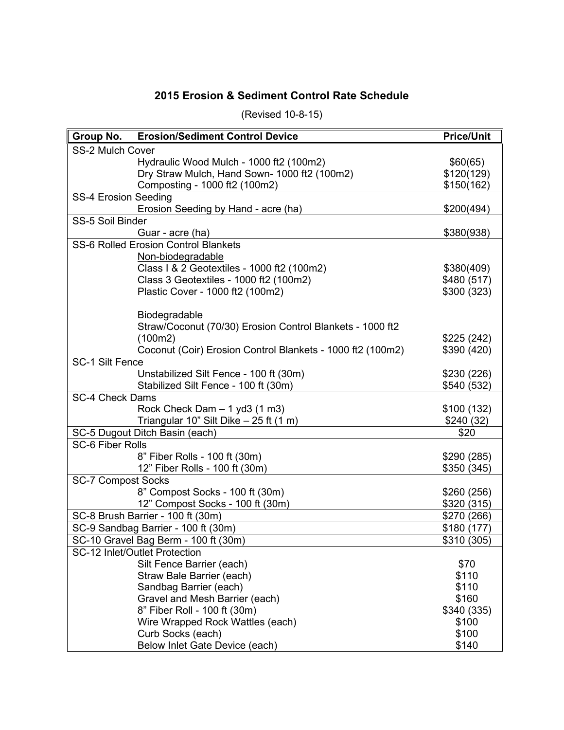# 2015 Erosion & Sediment Control Rate Schedule

(Revised 10-8-15)

| Group No. | Erosion/Sediment Control Device | Price/Unit |
|---|---|---|
| SS-2 Mulch Cover | | |
| | Hydraulic Wood Mulch - 1000 ft2 (100m2) | \$60(65) |
| | Dry Straw Mulch, Hand Sown- 1000 ft2 (100m2) | \$120(129) |
| | Composting - 1000 ft2 (100m2) | \$150(162) |
| SS-4 Erosion Seeding | | |
| | Erosion Seeding by Hand - acre (ha) | \$200(494) |
| SS-5 Soil Binder | | |
| | Guar - acre (ha) | \$380(938) |
| SS-6 Rolled Erosion Control Blankets | | |
| | Non-biodegradable | |
| | Class I & 2 Geotextiles - 1000 ft2 (100m2) | \$380(409) |
| | Class 3 Geotextiles - 1000 ft2 (100m2) | \$480 (517) |
| | Plastic Cover - 1000 ft2 (100m2) | \$300 (323) |
| | Biodegradable | |
| | Straw/Coconut (70/30) Erosion Control Blankets - 1000 ft2 (100m2) | \$225 (242) |
| | Coconut (Coir) Erosion Control Blankets - 1000 ft2 (100m2) | \$390 (420) |
| SC-1 Silt Fence | | |
| | Unstabilized Silt Fence - 100 ft (30m) | \$230 (226) |
| | Stabilized Silt Fence - 100 ft (30m) | \$540 (532) |
| SC-4 Check Dams | | |
| | Rock Check Dam – 1 yd3 (1 m3) | \$100 (132) |
| | Triangular 10" Silt Dike – 25 ft (1 m) | \$240 (32) |
| SC-5 Dugout Ditch Basin (each) | | \$20 |
| SC-6 Fiber Rolls | | |
| | 8" Fiber Rolls - 100 ft (30m) | \$290 (285) |
| | 12" Fiber Rolls - 100 ft (30m) | \$350 (345) |
| SC-7 Compost Socks | | |
| | 8" Compost Socks - 100 ft (30m) | \$260 (256) |
| | 12" Compost Socks - 100 ft (30m) | \$320 (315) |
| SC-8 Brush Barrier - 100 ft (30m) | | \$270 (266) |
| SC-9 Sandbag Barrier - 100 ft (30m) | | \$180 (177) |
| SC-10 Gravel Bag Berm - 100 ft (30m) | | \$310 (305) |
| SC-12 Inlet/Outlet Protection | | |
| | Silt Fence Barrier (each) | \$70 |
| | Straw Bale Barrier (each) | \$110 |
| | Sandbag Barrier (each) | \$110 |
| | Gravel and Mesh Barrier (each) | \$160 |
| | 8" Fiber Roll - 100 ft (30m) | \$340 (335) |
| | Wire Wrapped Rock Wattles (each) | \$100 |
| | Curb Socks (each) | \$100 |
| | Below Inlet Gate Device (each) | \$140 |